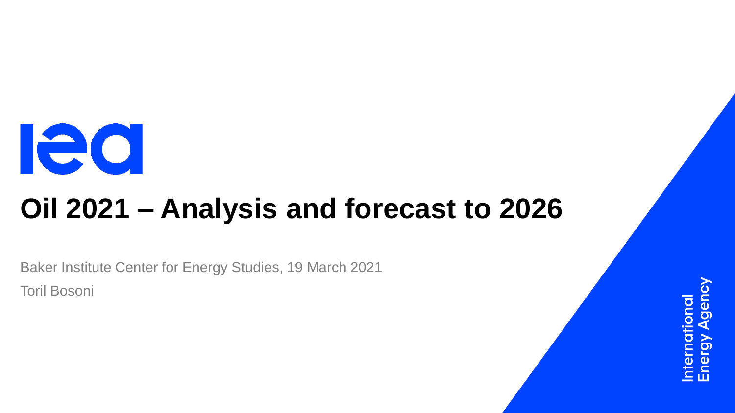# Oil 2021 – Analysis and forecast to 2026

Baker Institute Center for Energy Studies, 19 March 2021

Toril Bosoni

International Energy Agency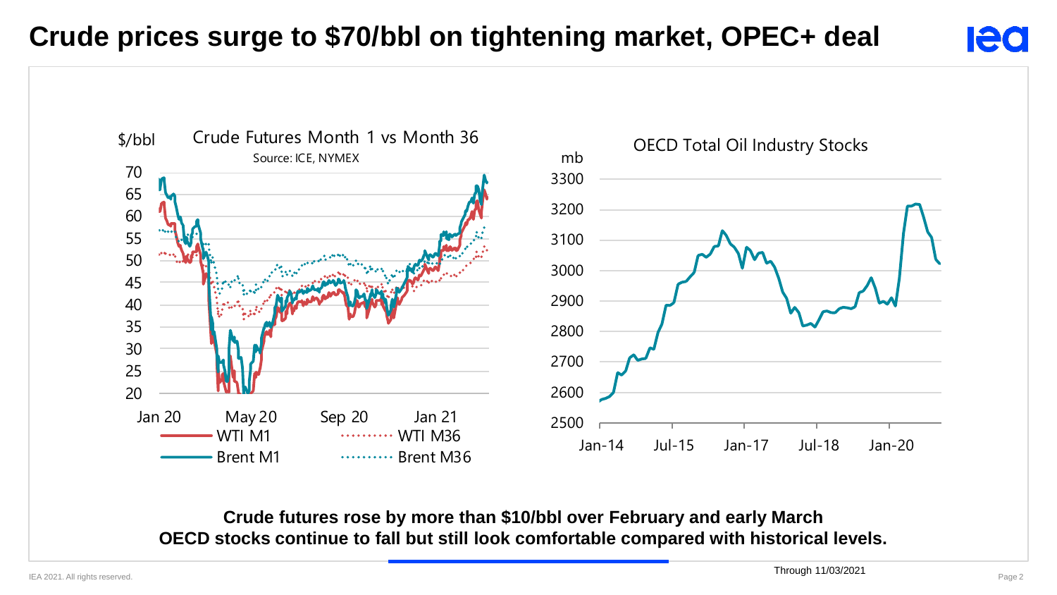# Crude prices surge to $70/bbl on tightening market, OPEC+ deal

Crude Futures Month 1 vs Month 36

Source: ICE, NYMEX

$/bbl

70, 65, 60, 55, 50, 45, 40, 35, 30, 25, 20

Jan 20, May 20, Sep 20, Jan 21

WTI M1, WTI M36, Brent M1, Brent M36

OECD Total Oil Industry Stocks

mb

3300, 3200, 3100, 3000, 2900, 2800, 2700, 2600, 2500

Jan-14, Jul-15, Jan-17, Jul-18, Jan-20

**Crude futures rose by more than $10/bbl over February and early March**
**OECD stocks continue to fall but still look comfortable compared with historical levels.**

Through 11/03/2021

IEA 2021. All rights reserved.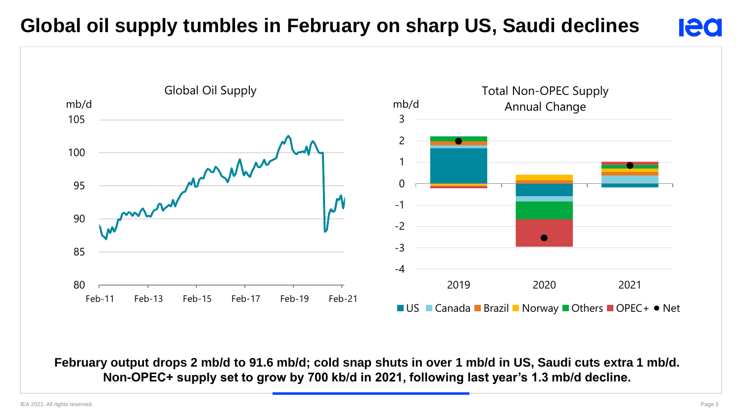# Global oil supply tumbles in February on sharp US, Saudi declines

Global Oil Supply

Total Non-OPEC Supply Annual Change

**February output drops 2 mb/d to 91.6 mb/d; cold snap shuts in over 1 mb/d in US, Saudi cuts extra 1 mb/d. Non-OPEC+ supply set to grow by 700 kb/d in 2021, following last year's 1.3 mb/d decline.**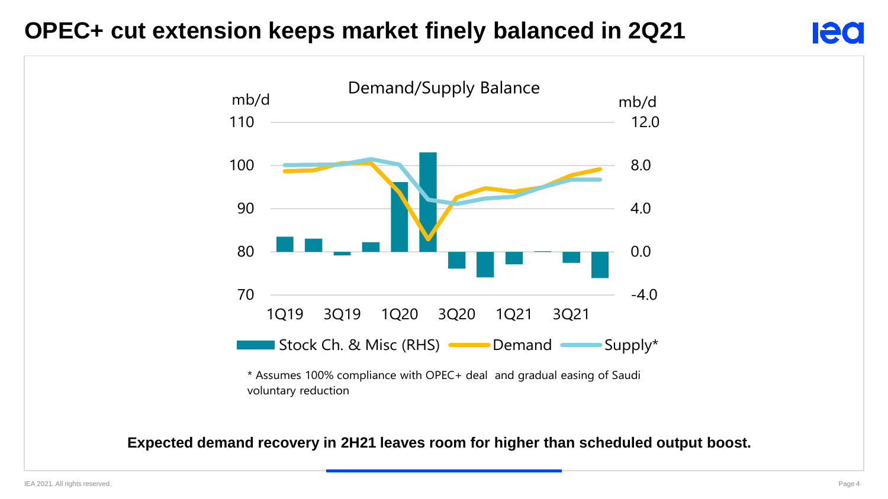# OPEC+ cut extension keeps market finely balanced in 2Q21

Demand/Supply Balance

mb/d | mb/d

Stock Ch. & Misc (RHS) | Demand | Supply*

\* Assumes 100% compliance with OPEC+ deal and gradual easing of Saudi voluntary reduction

**Expected demand recovery in 2H21 leaves room for higher than scheduled output boost.**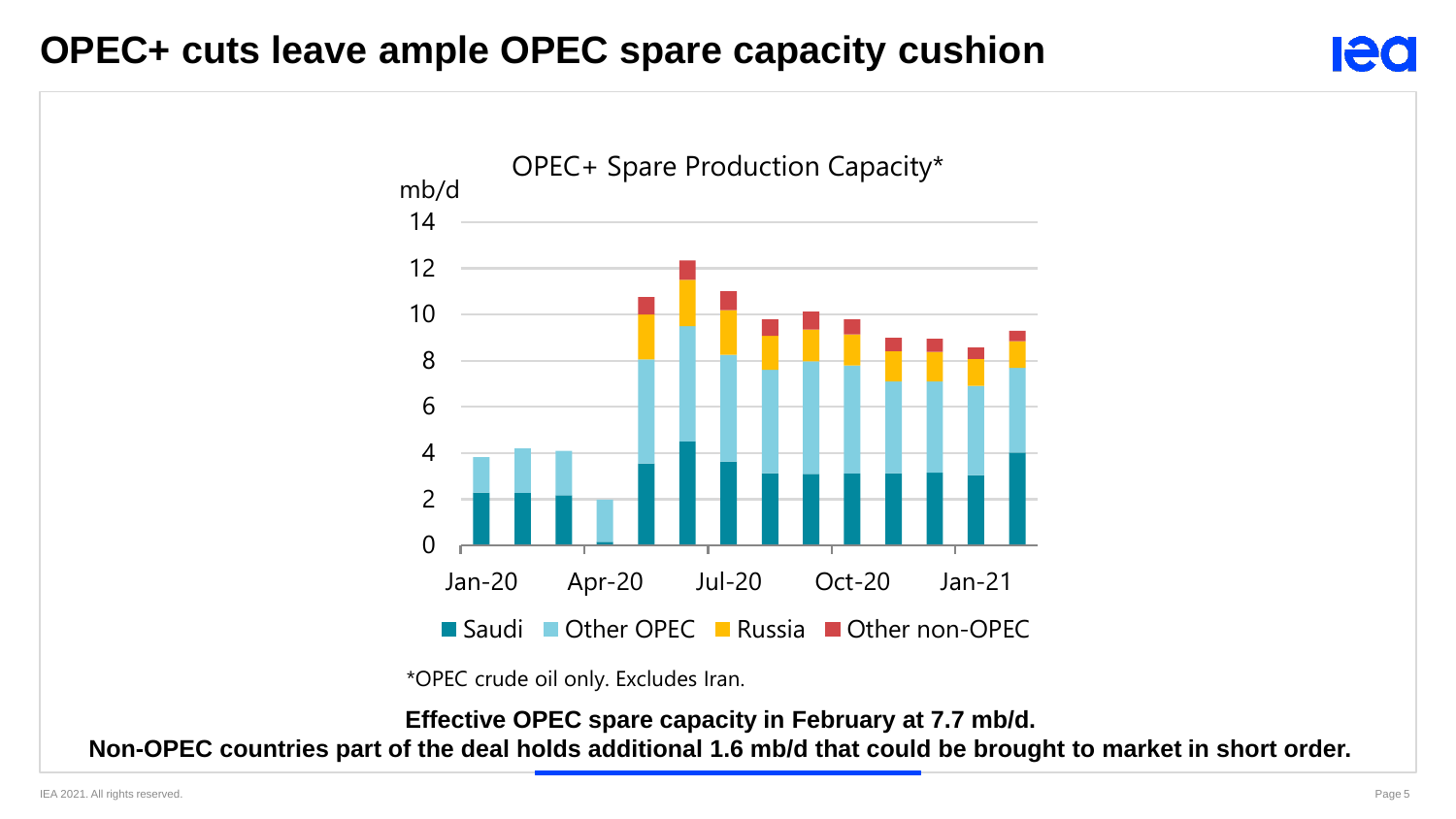# OPEC+ cuts leave ample OPEC spare capacity cushion

OPEC+ Spare Production Capacity*

mb/d

■ Saudi ■ Other OPEC ■ Russia ■ Other non-OPEC

*OPEC crude oil only. Excludes Iran.

**Effective OPEC spare capacity in February at 7.7 mb/d.**

**Non-OPEC countries part of the deal holds additional 1.6 mb/d that could be brought to market in short order.**

IEA 2021. All rights reserved.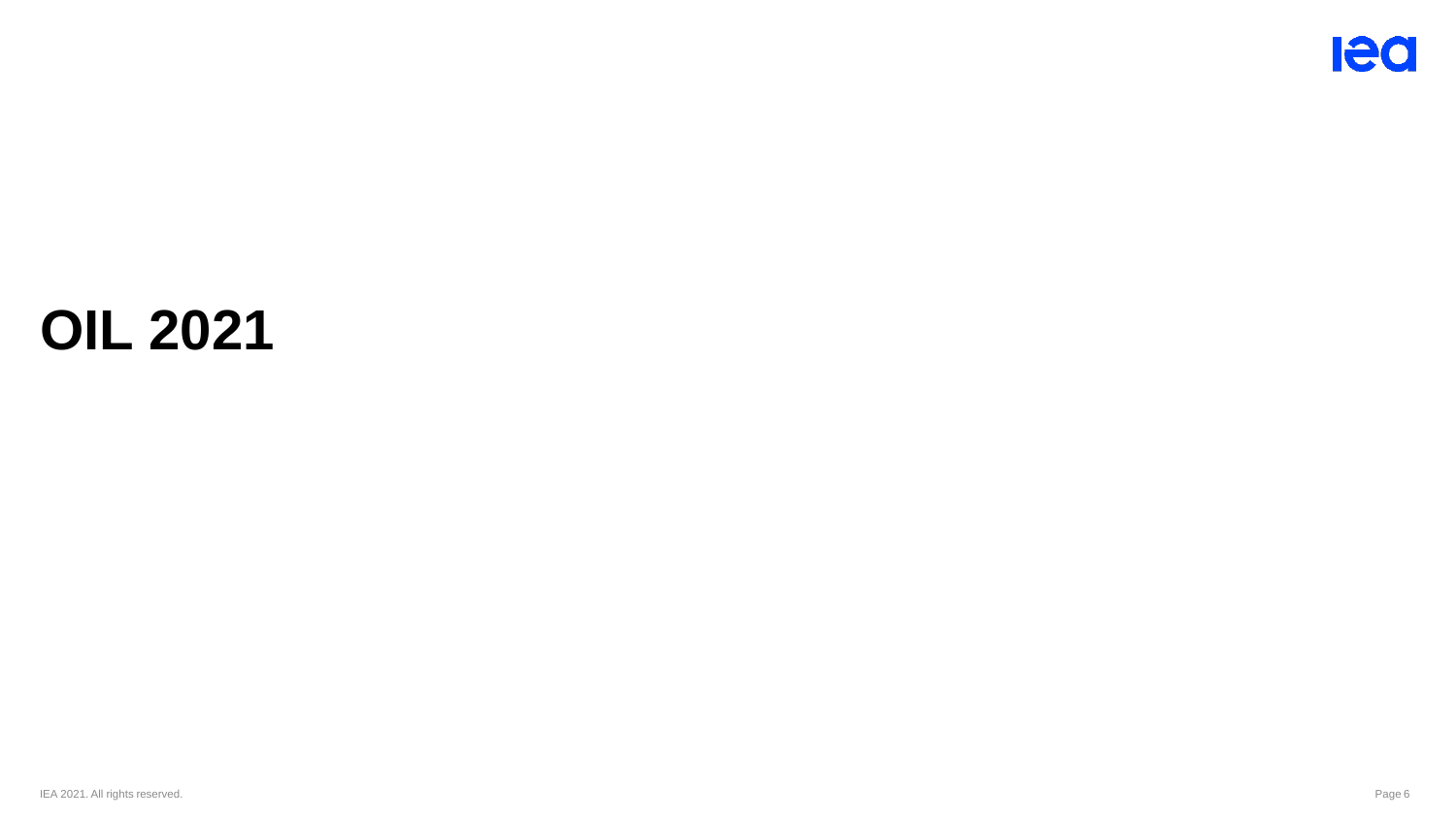# OIL 2021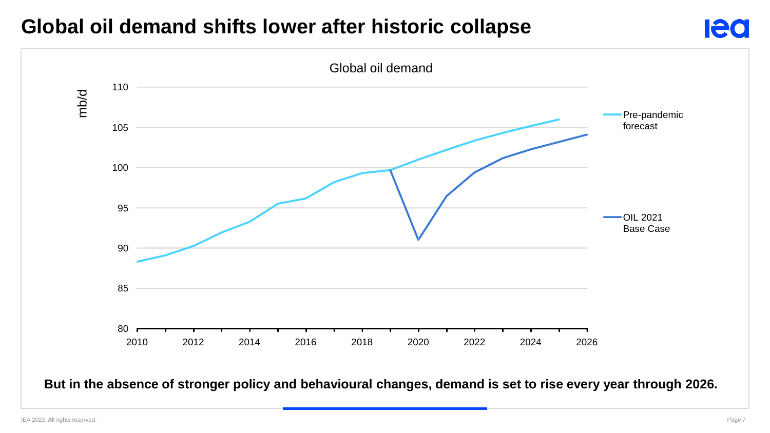# Global oil demand shifts lower after historic collapse

Global oil demand

**But in the absence of stronger policy and behavioural changes, demand is set to rise every year through 2026.**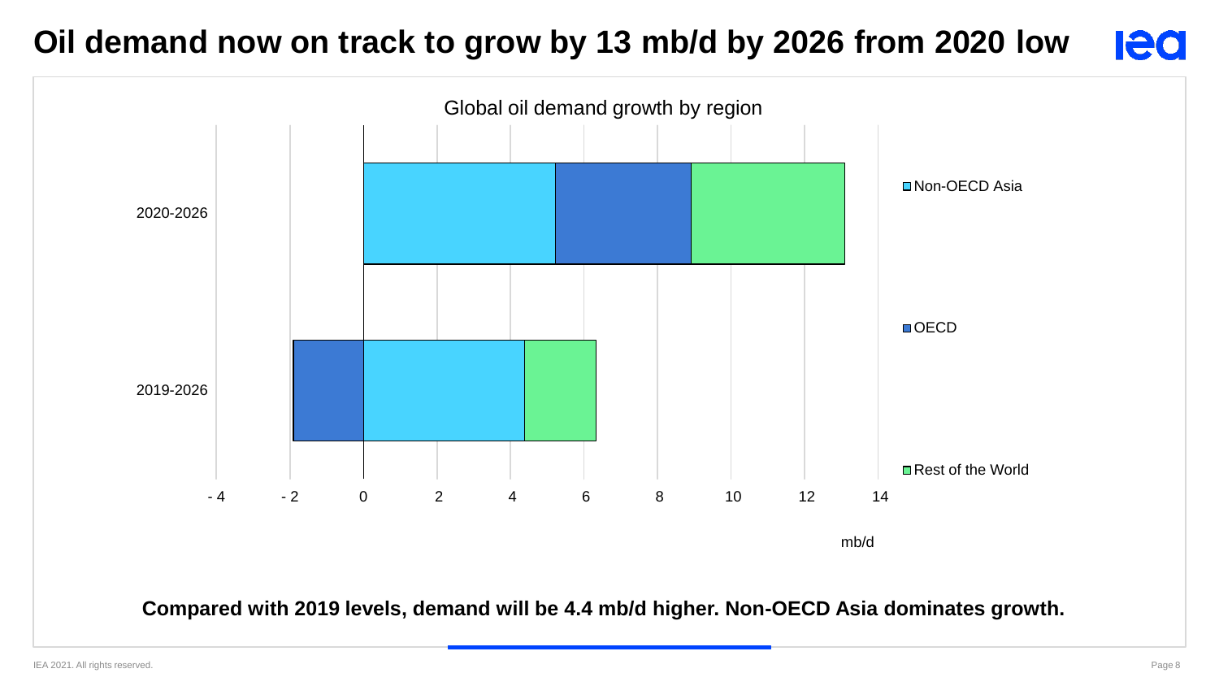# Oil demand now on track to grow by 13 mb/d by 2026 from 2020 low

Global oil demand growth by region

**Compared with 2019 levels, demand will be 4.4 mb/d higher. Non-OECD Asia dominates growth.**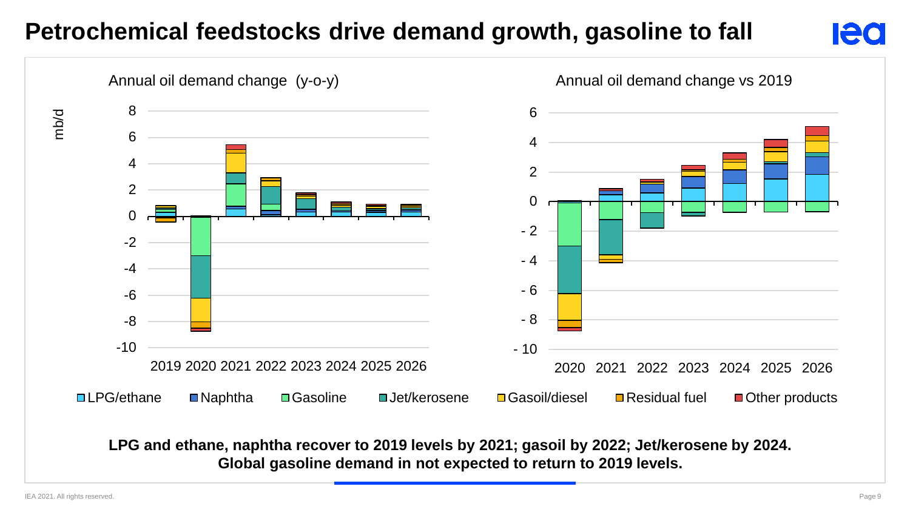# Petrochemical feedstocks drive demand growth, gasoline to fall

Annual oil demand change (y-o-y)

Annual oil demand change vs 2019

mb/d

LPG/ethane | Naphtha | Gasoline | Jet/kerosene | Gasoil/diesel | Residual fuel | Other products

**LPG and ethane, naphtha recover to 2019 levels by 2021; gasoil by 2022; Jet/kerosene by 2024. Global gasoline demand in not expected to return to 2019 levels.**

IEA 2021. All rights reserved.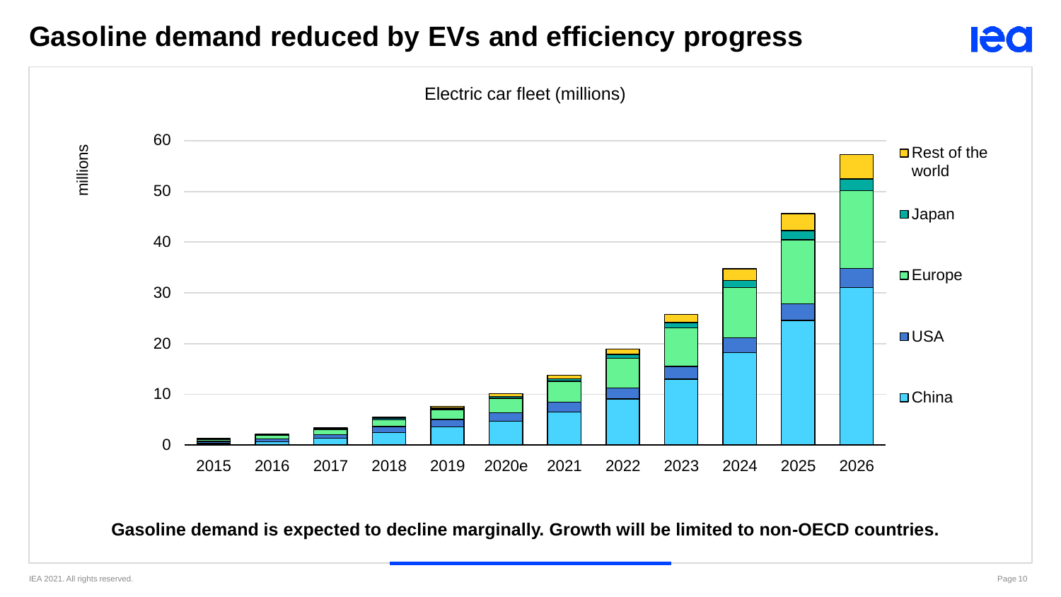# Gasoline demand reduced by EVs and efficiency progress

Electric car fleet (millions)

**Gasoline demand is expected to decline marginally. Growth will be limited to non-OECD countries.**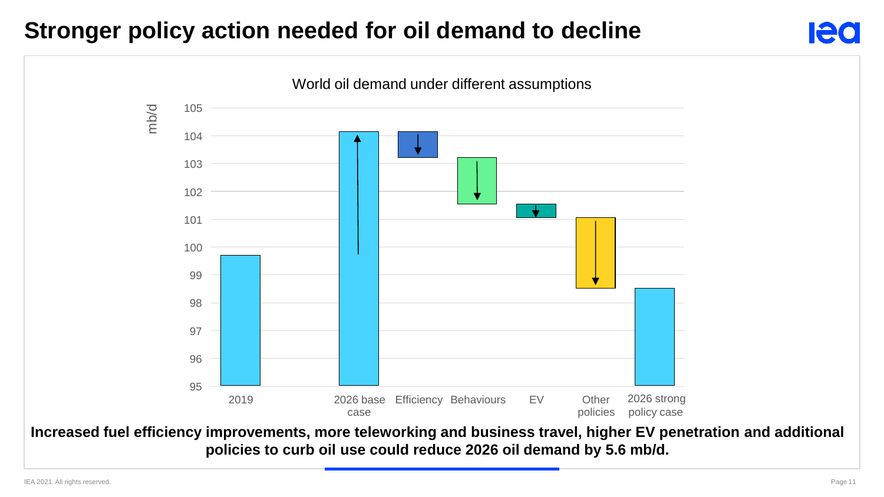# Stronger policy action needed for oil demand to decline

World oil demand under different assumptions

mb/d

105
104
103
102
101
100
99
98
97
96
95

2019 | 2026 base case | Efficiency | Behaviours | EV | Other policies | 2026 strong policy case

**Increased fuel efficiency improvements, more teleworking and business travel, higher EV penetration and additional policies to curb oil use could reduce 2026 oil demand by 5.6 mb/d.**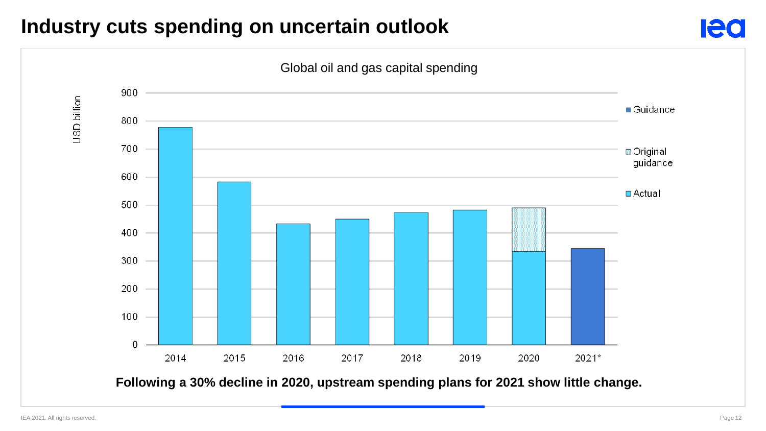# Industry cuts spending on uncertain outlook

Global oil and gas capital spending

USD billion

Guidance

Original guidance

Actual

2014 2015 2016 2017 2018 2019 2020 2021*

**Following a 30% decline in 2020, upstream spending plans for 2021 show little change.**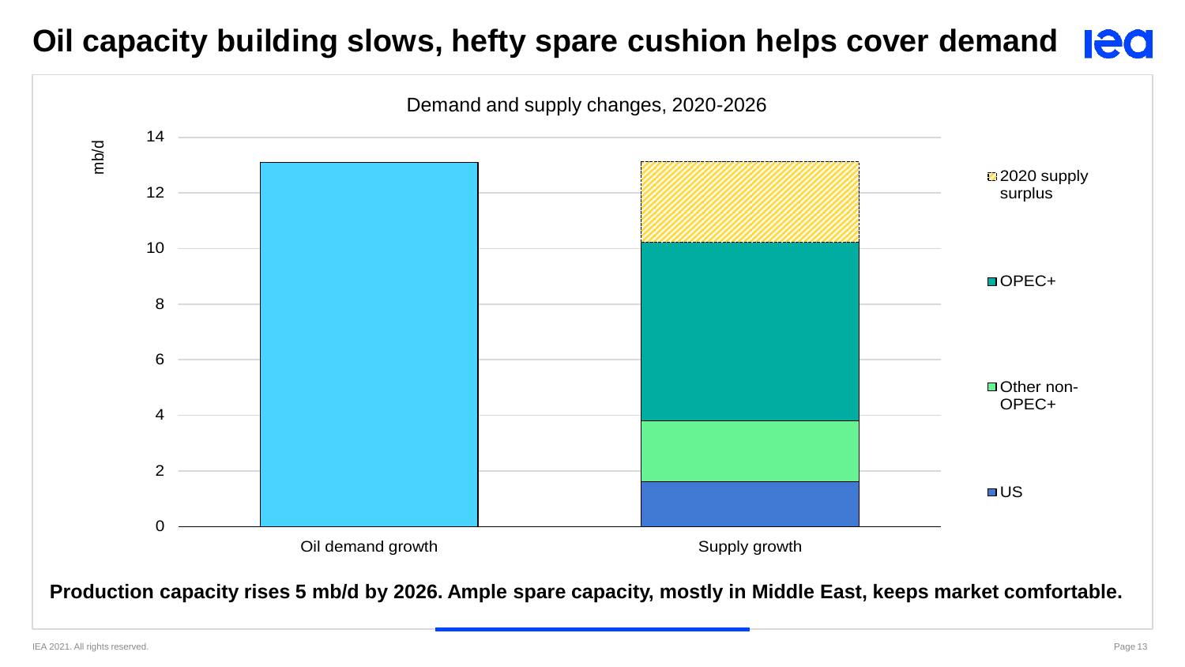# Oil capacity building slows, hefty spare cushion helps cover demand

Demand and supply changes, 2020-2026

mb/d

| | Oil demand growth | Supply growth |
|---|---|---|
| US | | ~1.6 |
| Other non-OPEC+ | | ~2.2 |
| OPEC+ | | ~6.4 |
| 2020 supply surplus | | ~2.9 |
| Total | ~13.1 | ~13.1 |

**Production capacity rises 5 mb/d by 2026. Ample spare capacity, mostly in Middle East, keeps market comfortable.**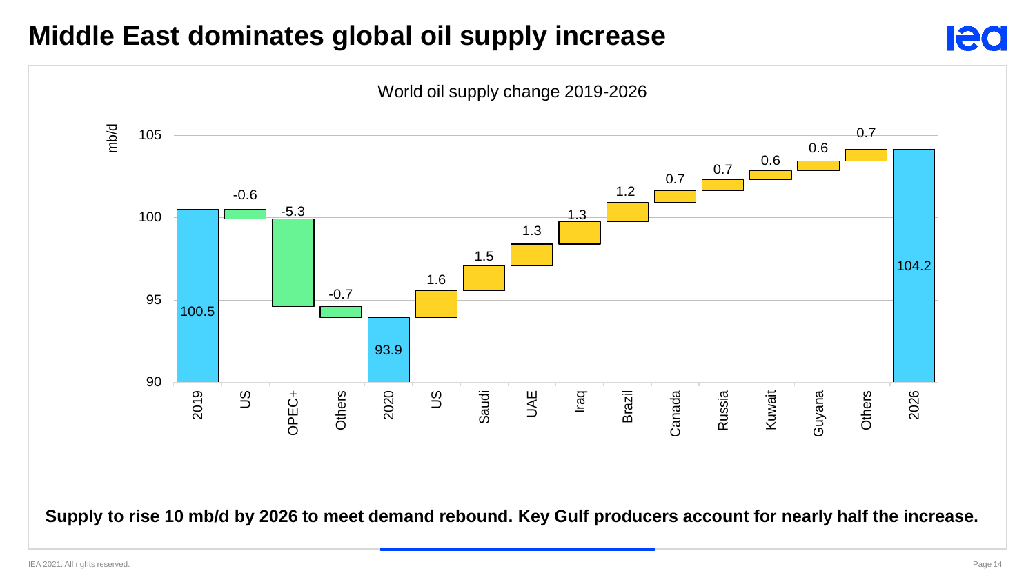# Middle East dominates global oil supply increase

World oil supply change 2019-2026

| Category | mb/d |
|---|---|
| 2019 | 100.5 |
| US | -0.6 |
| OPEC+ | -5.3 |
| Others | -0.7 |
| 2020 | 93.9 |
| US | 1.6 |
| Saudi | 1.5 |
| UAE | 1.3 |
| Iraq | 1.3 |
| Brazil | 1.2 |
| Canada | 0.7 |
| Russia | 0.7 |
| Kuwait | 0.6 |
| Guyana | 0.6 |
| Others | 0.7 |
| 2026 | 104.2 |

**Supply to rise 10 mb/d by 2026 to meet demand rebound. Key Gulf producers account for nearly half the increase.**

IEA 2021. All rights reserved.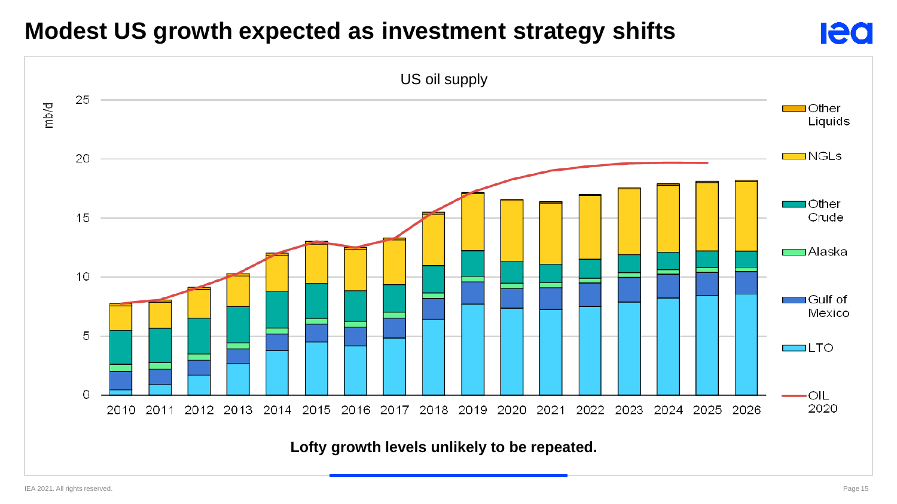# Modest US growth expected as investment strategy shifts

US oil supply

mb/d

Lofty growth levels unlikely to be repeated.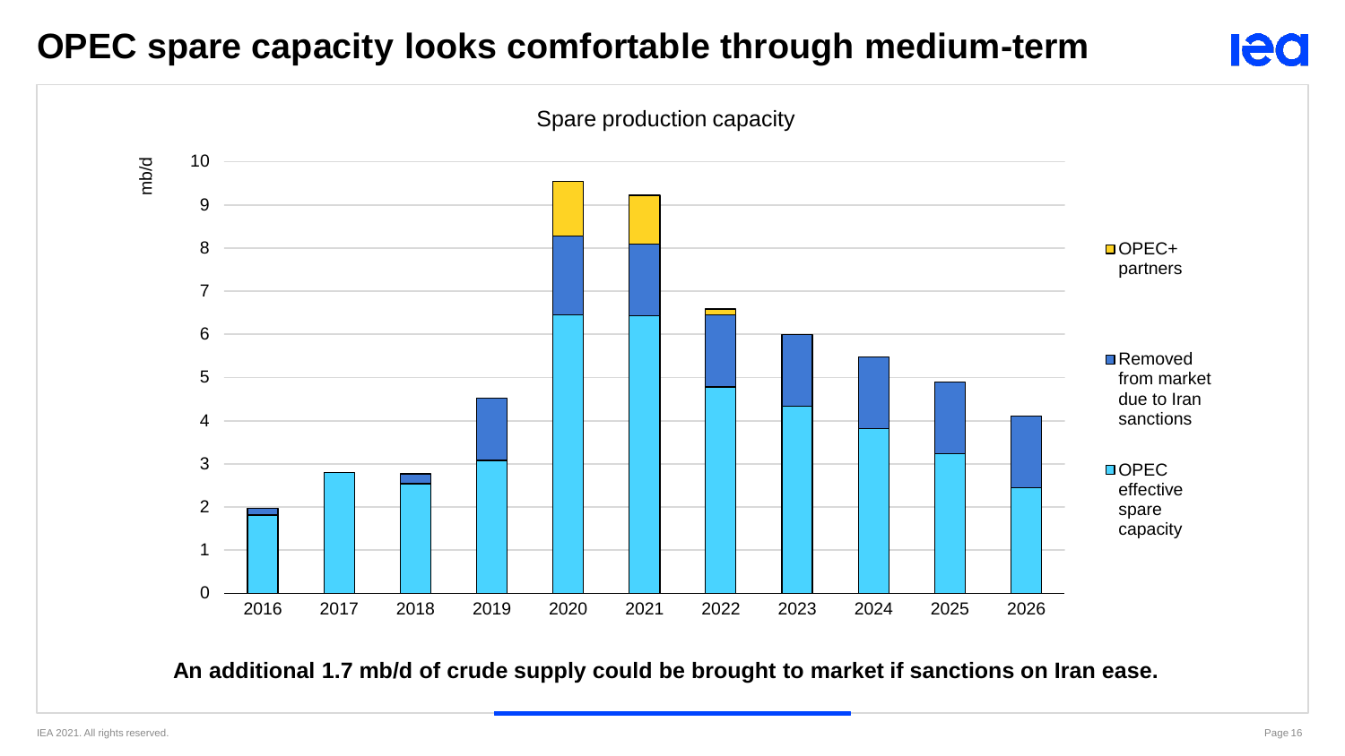# OPEC spare capacity looks comfortable through medium-term

Spare production capacity

mb/d

OPEC+ partners

Removed from market due to Iran sanctions

OPEC effective spare capacity

**An additional 1.7 mb/d of crude supply could be brought to market if sanctions on Iran ease.**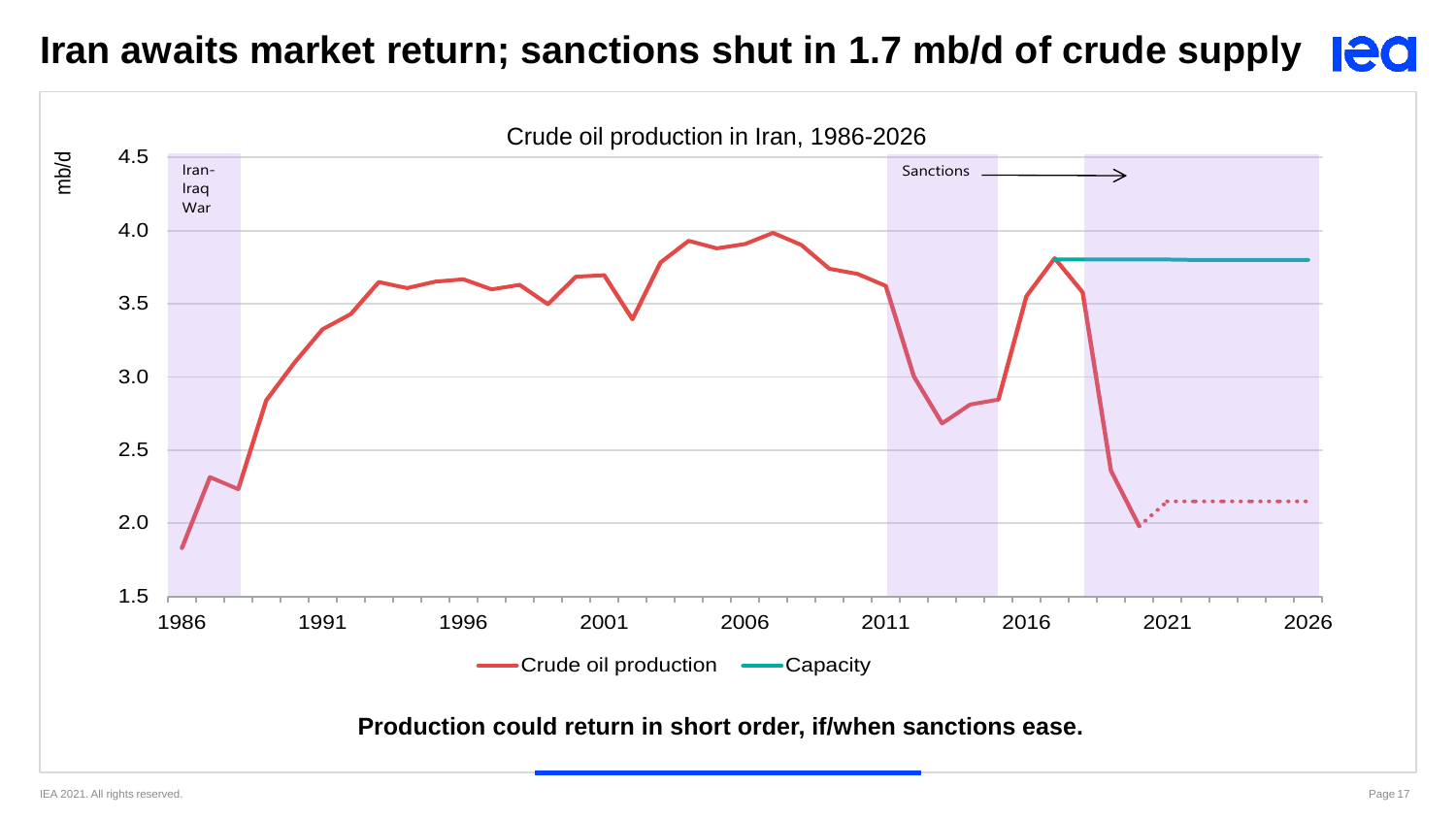# Iran awaits market return; sanctions shut in 1.7 mb/d of crude supply

Crude oil production in Iran, 1986-2026

**Production could return in short order, if/when sanctions ease.**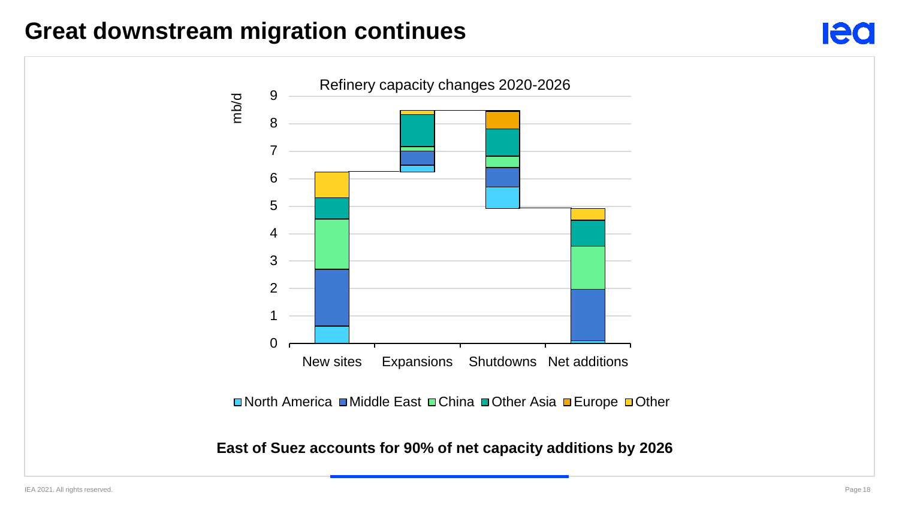# Great downstream migration continues

Refinery capacity changes 2020-2026

mb/d

New sites | Expansions | Shutdowns | Net additions

North America, Middle East, China, Other Asia, Europe, Other

**East of Suez accounts for 90% of net capacity additions by 2026**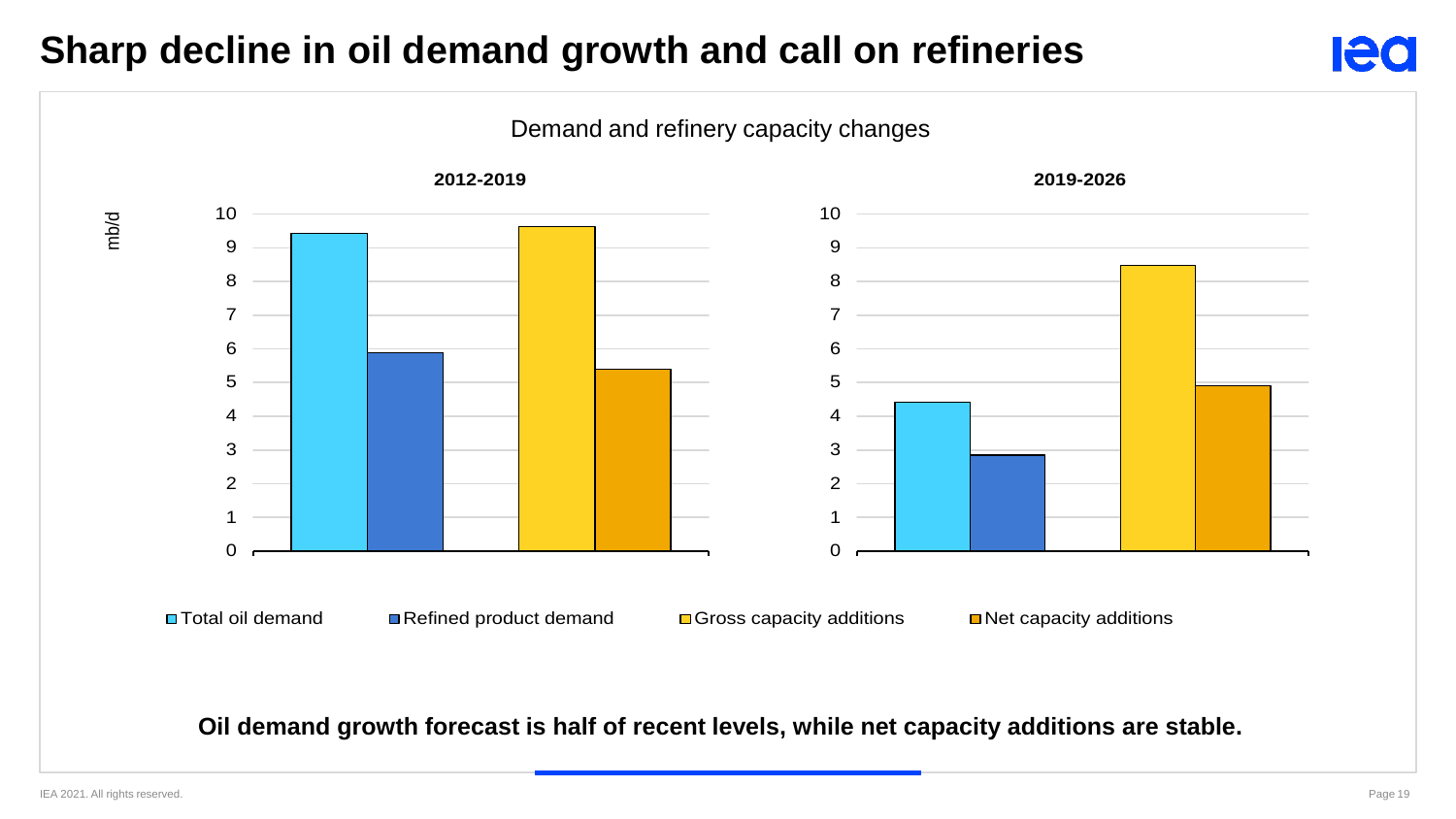# Sharp decline in oil demand growth and call on refineries

Demand and refinery capacity changes

**2012-2019**

**2019-2026**

mb/d

Total oil demand | Refined product demand | Gross capacity additions | Net capacity additions

**Oil demand growth forecast is half of recent levels, while net capacity additions are stable.**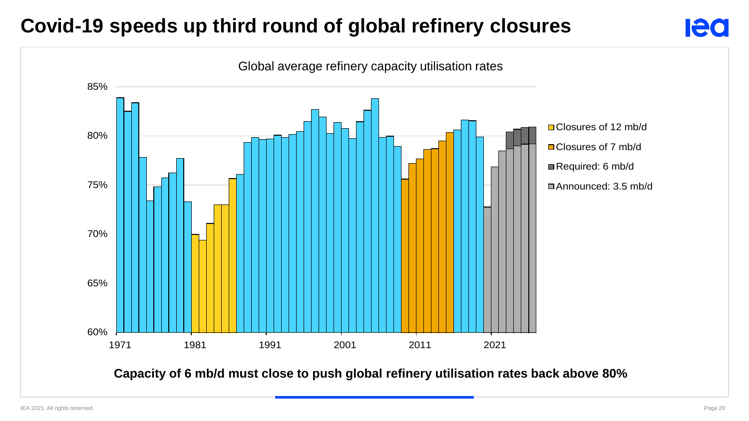# Covid-19 speeds up third round of global refinery closures

Global average refinery capacity utilisation rates

- Closures of 12 mb/d
- Closures of 7 mb/d
- Required: 6 mb/d
- Announced: 3.5 mb/d

**Capacity of 6 mb/d must close to push global refinery utilisation rates back above 80%**

IEA 2021. All rights reserved.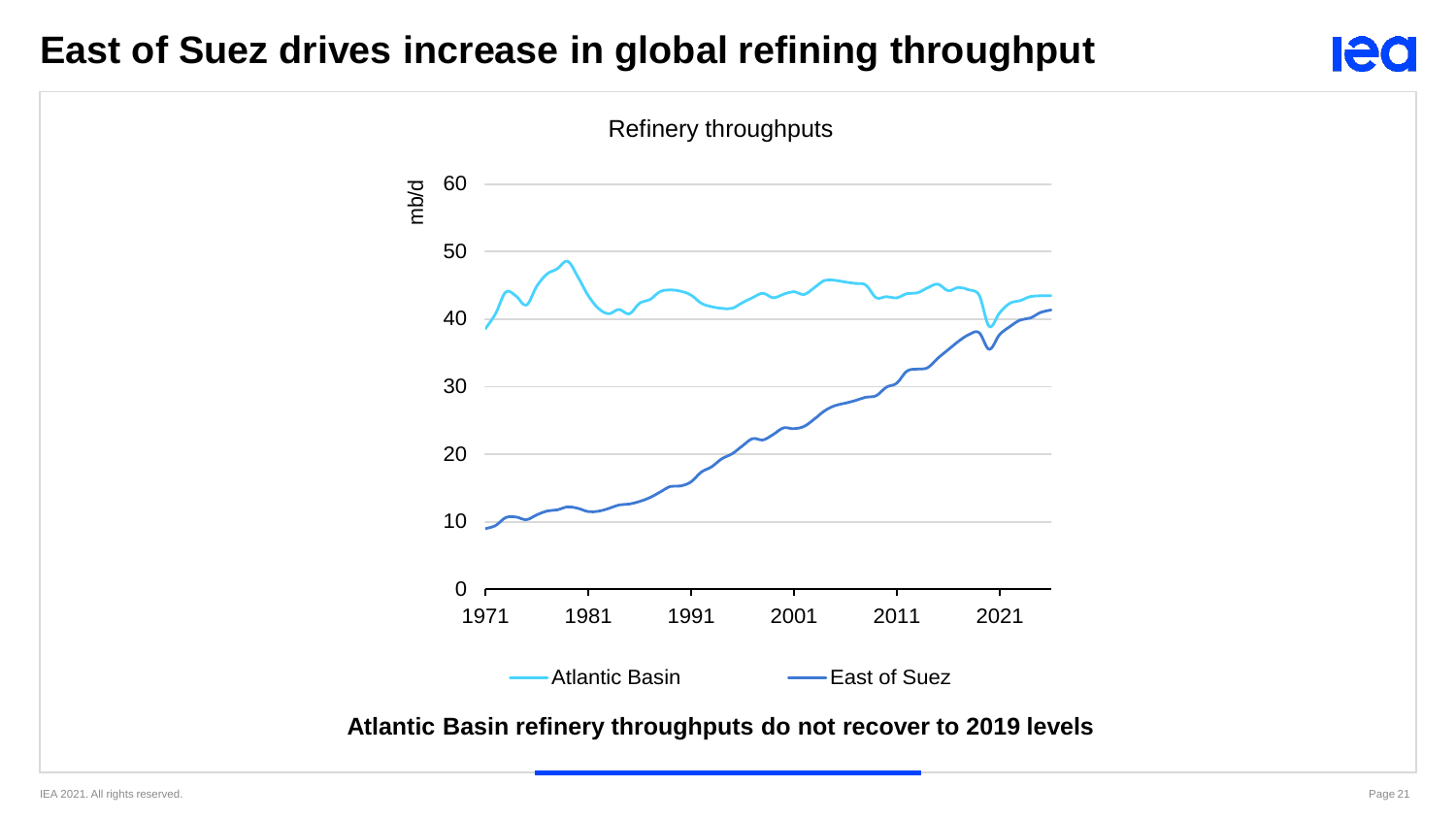# East of Suez drives increase in global refining throughput

Refinery throughputs

**Atlantic Basin refinery throughputs do not recover to 2019 levels**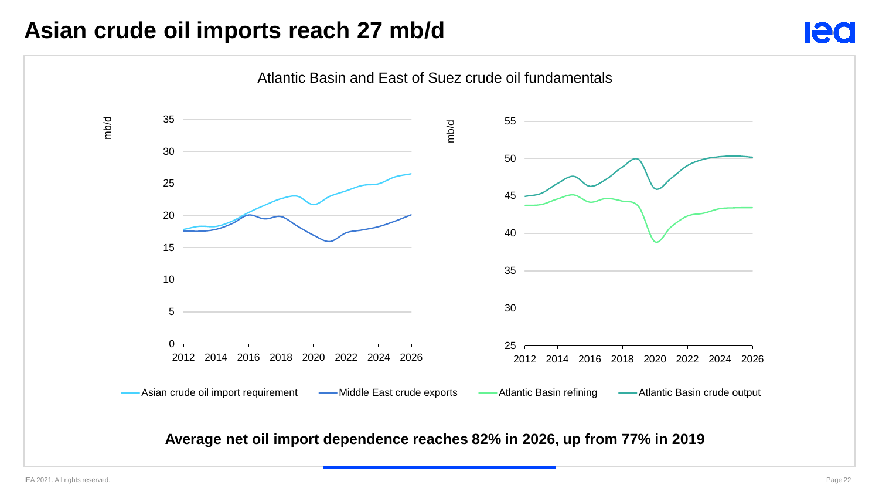# Asian crude oil imports reach 27 mb/d

Atlantic Basin and East of Suez crude oil fundamentals

Asian crude oil import requirement | Middle East crude exports | Atlantic Basin refining | Atlantic Basin crude output

**Average net oil import dependence reaches 82% in 2026, up from 77% in 2019**

IEA 2021. All rights reserved.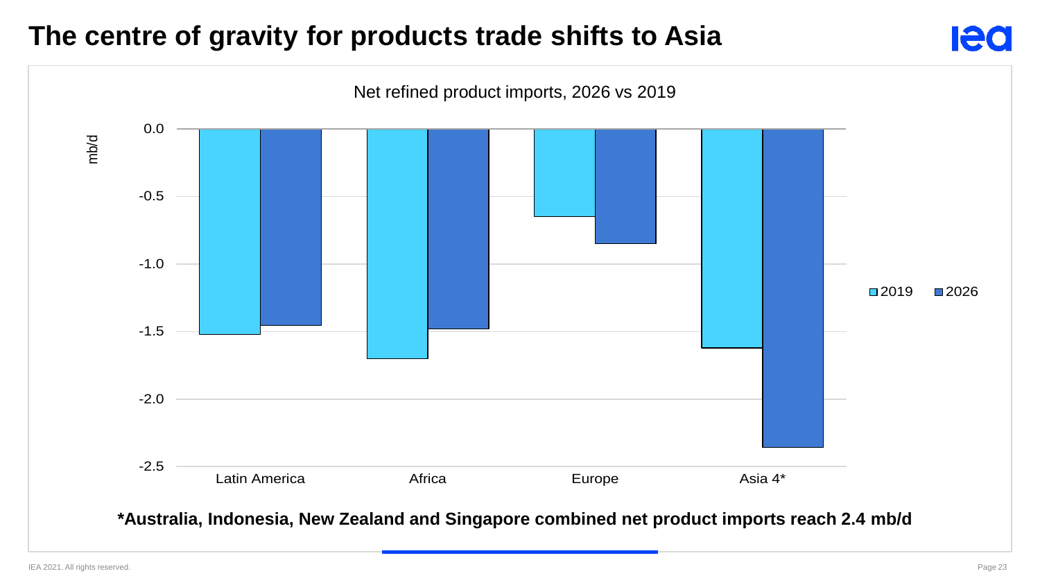# The centre of gravity for products trade shifts to Asia

Net refined product imports, 2026 vs 2019

mb/d

| | 2019 | 2026 |
|---|---|---|
| Latin America | -1.52 | -1.45 |
| Africa | -1.70 | -1.48 |
| Europe | -0.65 | -0.85 |
| Asia 4* | -1.62 | -2.36 |

**\*Australia, Indonesia, New Zealand and Singapore combined net product imports reach 2.4 mb/d**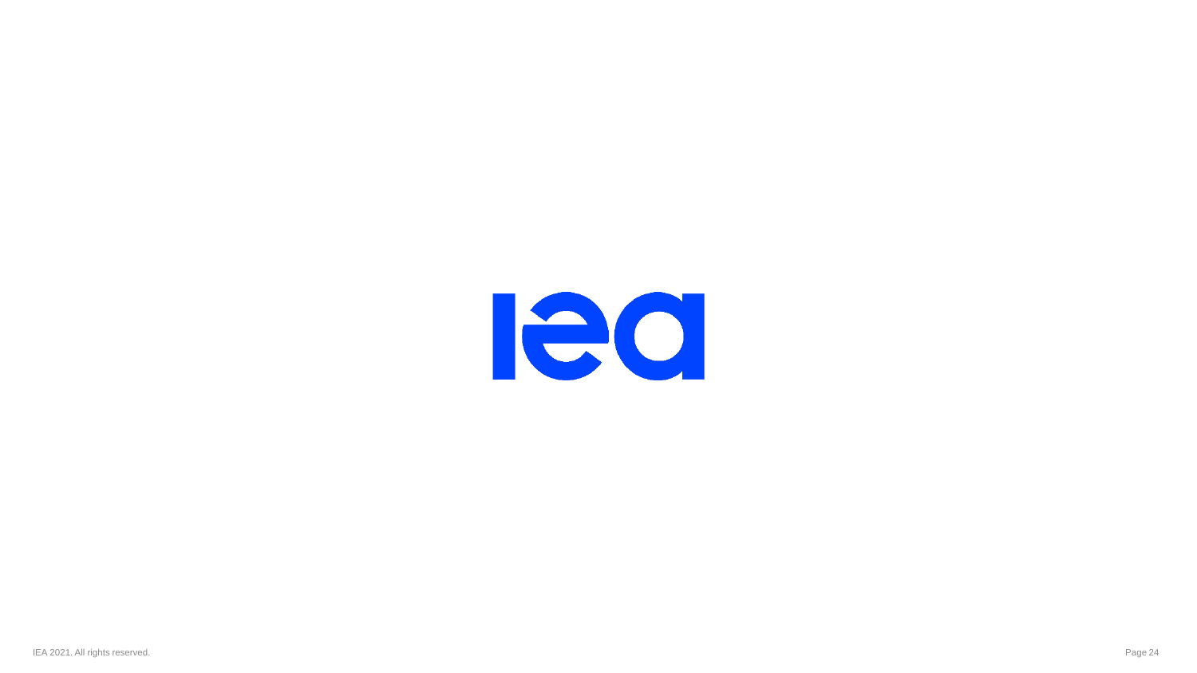iea

IEA 2021. All rights reserved.